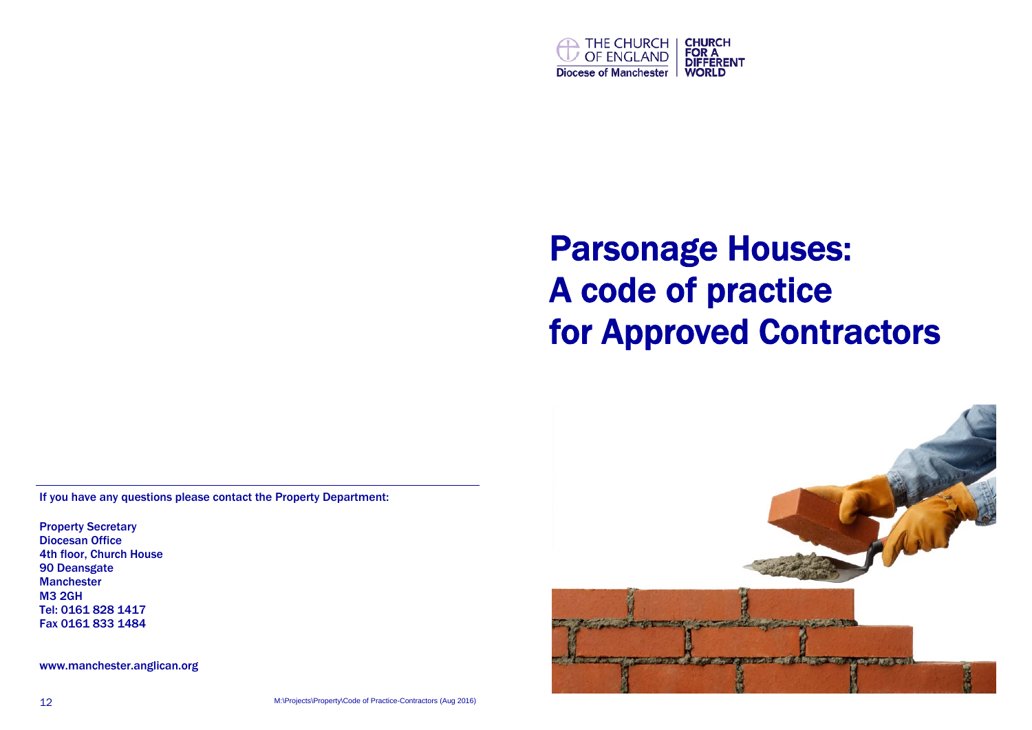THE CHURCH OF ENGLAND
Diocese of Manchester

CHURCH FOR A DIFFERENT WORLD

# Parsonage Houses: A code of practice for Approved Contractors

If you have any questions please contact the Property Department:

Property Secretary
Diocesan Office
4th floor, Church House
90 Deansgate
Manchester
M3 2GH
Tel: 0161 828 1417
Fax 0161 833 1484

www.manchester.anglican.org

M:\Projects\Property\Code of Practice-Contractors (Aug 2016)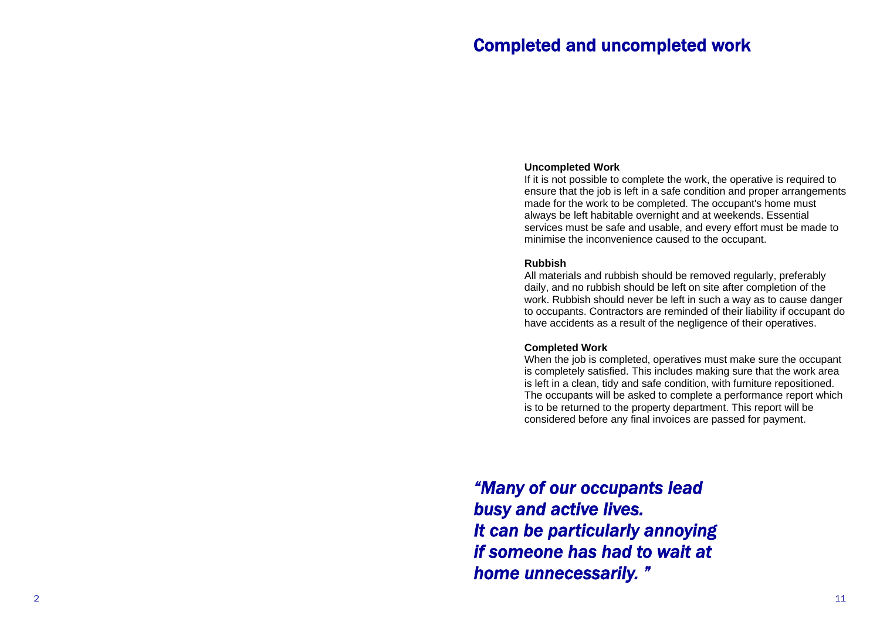## Completed and uncompleted work

**Uncompleted Work**

If it is not possible to complete the work, the operative is required to ensure that the job is left in a safe condition and proper arrangements made for the work to be completed. The occupant's home must always be left habitable overnight and at weekends. Essential services must be safe and usable, and every effort must be made to minimise the inconvenience caused to the occupant.

**Rubbish**

All materials and rubbish should be removed regularly, preferably daily, and no rubbish should be left on site after completion of the work. Rubbish should never be left in such a way as to cause danger to occupants. Contractors are reminded of their liability if occupant do have accidents as a result of the negligence of their operatives.

**Completed Work**

When the job is completed, operatives must make sure the occupant is completely satisfied. This includes making sure that the work area is left in a clean, tidy and safe condition, with furniture repositioned. The occupants will be asked to complete a performance report which is to be returned to the property department. This report will be considered before any final invoices are passed for payment.

***"Many of our occupants lead busy and active lives. It can be particularly annoying if someone has had to wait at home unnecessarily. "***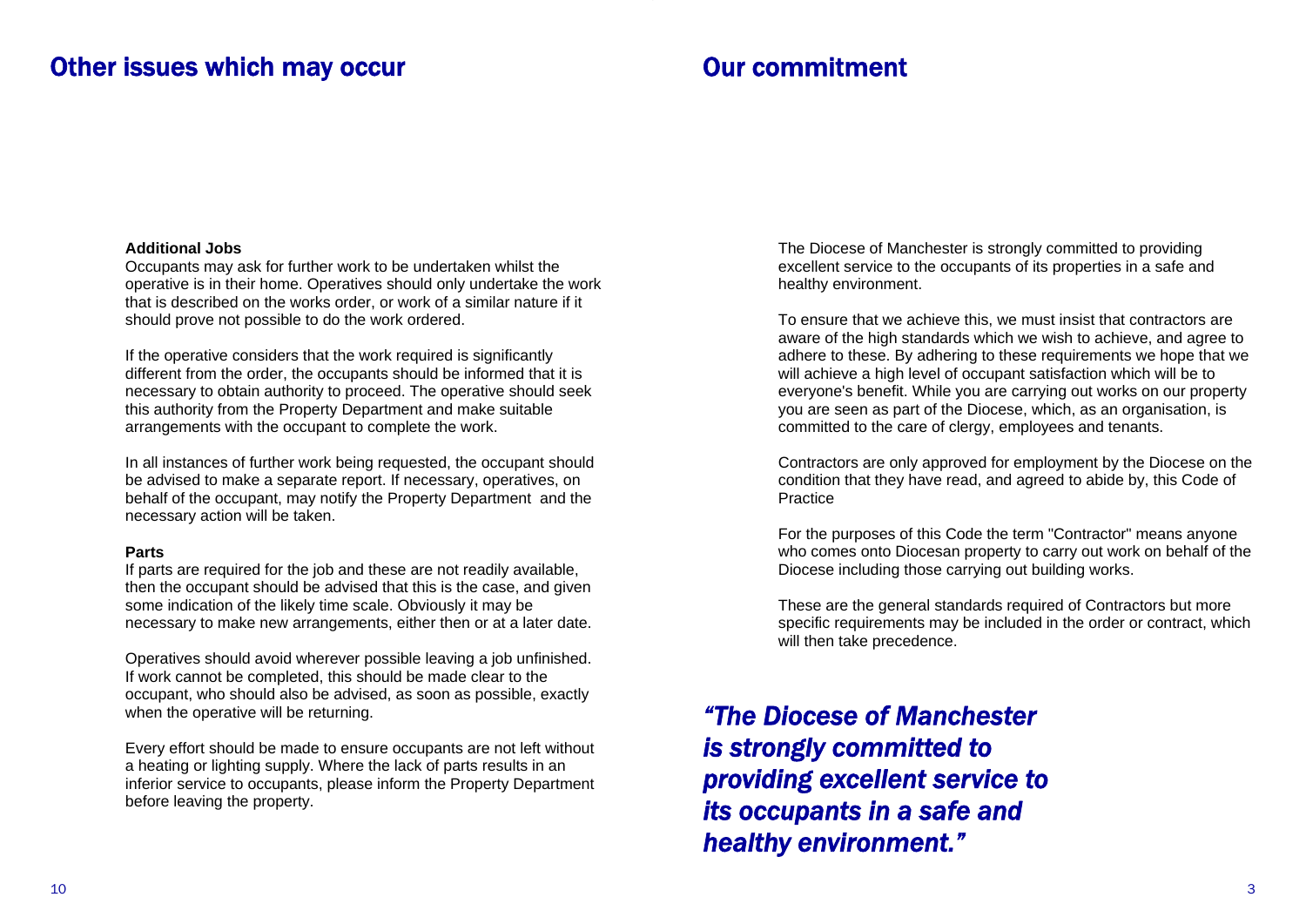## Other issues which may occur

**Additional Jobs**

Occupants may ask for further work to be undertaken whilst the operative is in their home. Operatives should only undertake the work that is described on the works order, or work of a similar nature if it should prove not possible to do the work ordered.

If the operative considers that the work required is significantly different from the order, the occupants should be informed that it is necessary to obtain authority to proceed. The operative should seek this authority from the Property Department and make suitable arrangements with the occupant to complete the work.

In all instances of further work being requested, the occupant should be advised to make a separate report. If necessary, operatives, on behalf of the occupant, may notify the Property Department and the necessary action will be taken.

**Parts**

If parts are required for the job and these are not readily available, then the occupant should be advised that this is the case, and given some indication of the likely time scale. Obviously it may be necessary to make new arrangements, either then or at a later date.

Operatives should avoid wherever possible leaving a job unfinished. If work cannot be completed, this should be made clear to the occupant, who should also be advised, as soon as possible, exactly when the operative will be returning.

Every effort should be made to ensure occupants are not left without a heating or lighting supply. Where the lack of parts results in an inferior service to occupants, please inform the Property Department before leaving the property.

## Our commitment

The Diocese of Manchester is strongly committed to providing excellent service to the occupants of its properties in a safe and healthy environment.

To ensure that we achieve this, we must insist that contractors are aware of the high standards which we wish to achieve, and agree to adhere to these. By adhering to these requirements we hope that we will achieve a high level of occupant satisfaction which will be to everyone's benefit. While you are carrying out works on our property you are seen as part of the Diocese, which, as an organisation, is committed to the care of clergy, employees and tenants.

Contractors are only approved for employment by the Diocese on the condition that they have read, and agreed to abide by, this Code of Practice

For the purposes of this Code the term "Contractor" means anyone who comes onto Diocesan property to carry out work on behalf of the Diocese including those carrying out building works.

These are the general standards required of Contractors but more specific requirements may be included in the order or contract, which will then take precedence.

***"The Diocese of Manchester is strongly committed to providing excellent service to its occupants in a safe and healthy environment."***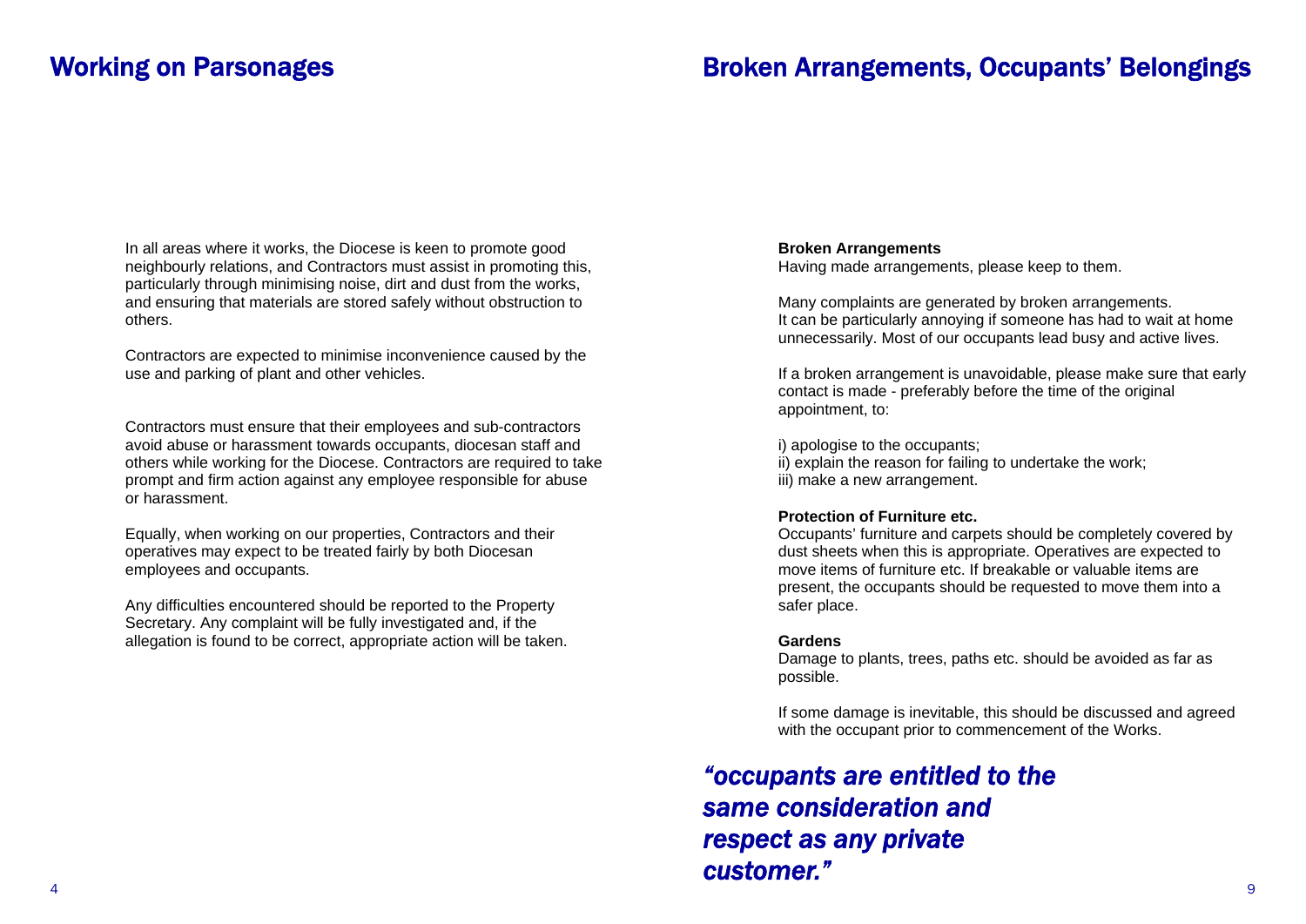## Working on Parsonages

In all areas where it works, the Diocese is keen to promote good neighbourly relations, and Contractors must assist in promoting this, particularly through minimising noise, dirt and dust from the works, and ensuring that materials are stored safely without obstruction to others.

Contractors are expected to minimise inconvenience caused by the use and parking of plant and other vehicles.

Contractors must ensure that their employees and sub-contractors avoid abuse or harassment towards occupants, diocesan staff and others while working for the Diocese. Contractors are required to take prompt and firm action against any employee responsible for abuse or harassment.

Equally, when working on our properties, Contractors and their operatives may expect to be treated fairly by both Diocesan employees and occupants.

Any difficulties encountered should be reported to the Property Secretary. Any complaint will be fully investigated and, if the allegation is found to be correct, appropriate action will be taken.

## Broken Arrangements, Occupants' Belongings

**Broken Arrangements**
Having made arrangements, please keep to them.

Many complaints are generated by broken arrangements. It can be particularly annoying if someone has had to wait at home unnecessarily. Most of our occupants lead busy and active lives.

If a broken arrangement is unavoidable, please make sure that early contact is made - preferably before the time of the original appointment, to:

i) apologise to the occupants;
ii) explain the reason for failing to undertake the work;
iii) make a new arrangement.

**Protection of Furniture etc.**
Occupants' furniture and carpets should be completely covered by dust sheets when this is appropriate. Operatives are expected to move items of furniture etc. If breakable or valuable items are present, the occupants should be requested to move them into a safer place.

**Gardens**
Damage to plants, trees, paths etc. should be avoided as far as possible.

If some damage is inevitable, this should be discussed and agreed with the occupant prior to commencement of the Works.

***"occupants are entitled to the same consideration and respect as any private customer."***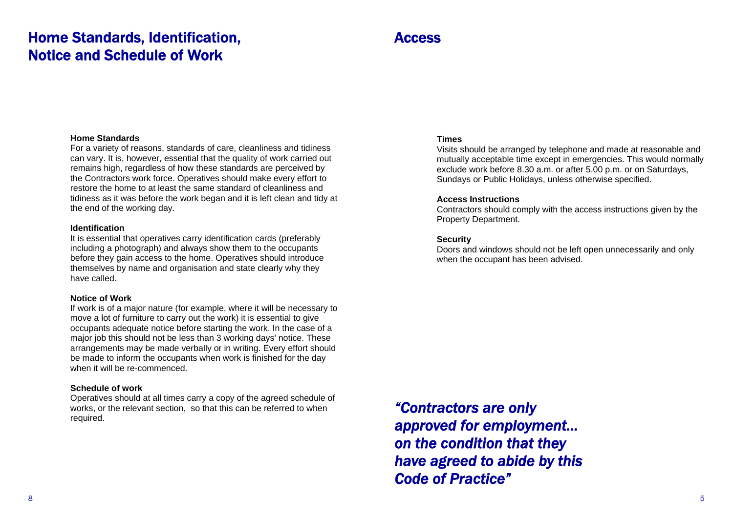# Home Standards, Identification, Notice and Schedule of Work

**Home Standards**

For a variety of reasons, standards of care, cleanliness and tidiness can vary. It is, however, essential that the quality of work carried out remains high, regardless of how these standards are perceived by the Contractors work force. Operatives should make every effort to restore the home to at least the same standard of cleanliness and tidiness as it was before the work began and it is left clean and tidy at the end of the working day.

**Identification**

It is essential that operatives carry identification cards (preferably including a photograph) and always show them to the occupants before they gain access to the home. Operatives should introduce themselves by name and organisation and state clearly why they have called.

**Notice of Work**

If work is of a major nature (for example, where it will be necessary to move a lot of furniture to carry out the work) it is essential to give occupants adequate notice before starting the work. In the case of a major job this should not be less than 3 working days' notice. These arrangements may be made verbally or in writing. Every effort should be made to inform the occupants when work is finished for the day when it will be re-commenced.

**Schedule of work**

Operatives should at all times carry a copy of the agreed schedule of works, or the relevant section, so that this can be referred to when required.

# Access

**Times**

Visits should be arranged by telephone and made at reasonable and mutually acceptable time except in emergencies. This would normally exclude work before 8.30 a.m. or after 5.00 p.m. or on Saturdays, Sundays or Public Holidays, unless otherwise specified.

**Access Instructions**

Contractors should comply with the access instructions given by the Property Department.

**Security**

Doors and windows should not be left open unnecessarily and only when the occupant has been advised.

***"Contractors are only approved for employment... on the condition that they have agreed to abide by this Code of Practice"***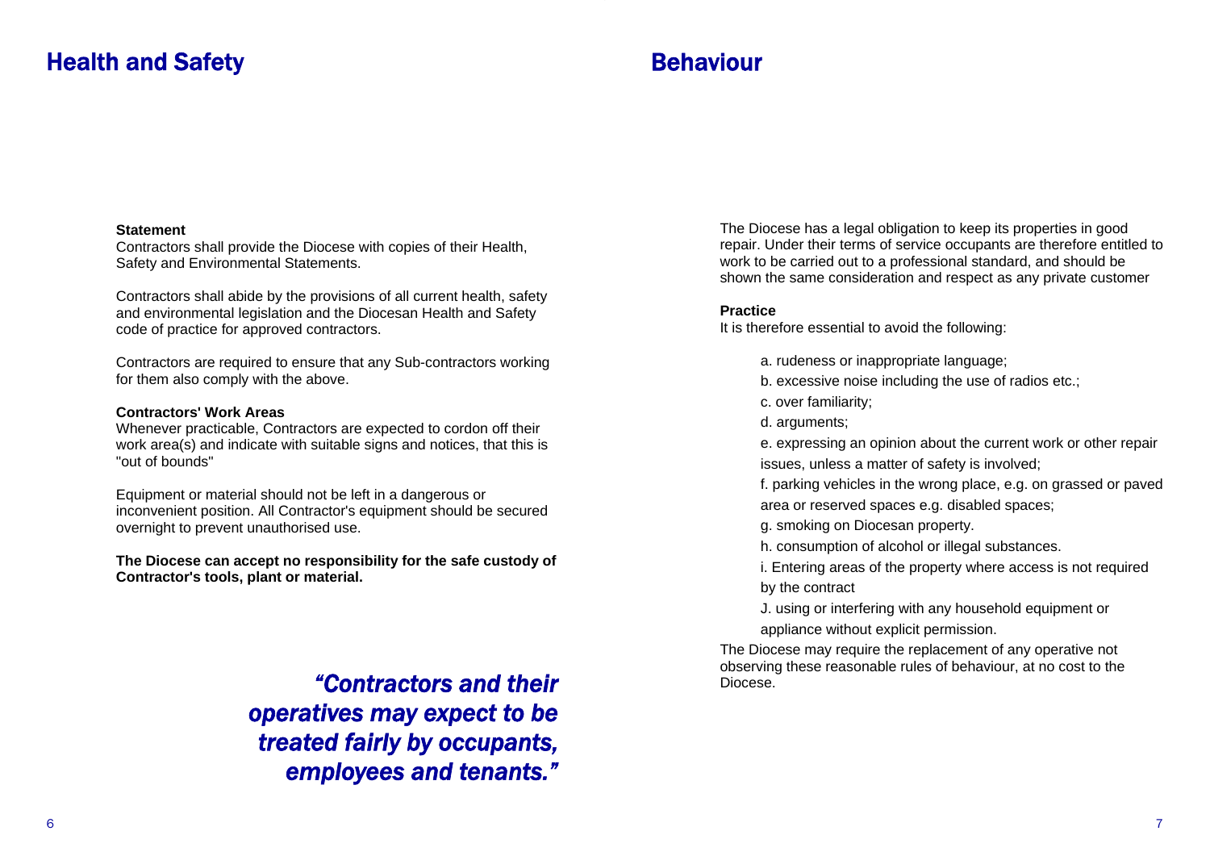## Health and Safety

**Statement**
Contractors shall provide the Diocese with copies of their Health, Safety and Environmental Statements.

Contractors shall abide by the provisions of all current health, safety and environmental legislation and the Diocesan Health and Safety code of practice for approved contractors.

Contractors are required to ensure that any Sub-contractors working for them also comply with the above.

**Contractors' Work Areas**
Whenever practicable, Contractors are expected to cordon off their work area(s) and indicate with suitable signs and notices, that this is "out of bounds"

Equipment or material should not be left in a dangerous or inconvenient position. All Contractor's equipment should be secured overnight to prevent unauthorised use.

**The Diocese can accept no responsibility for the safe custody of Contractor's tools, plant or material.**

*"Contractors and their operatives may expect to be treated fairly by occupants, employees and tenants."*

## Behaviour

The Diocese has a legal obligation to keep its properties in good repair. Under their terms of service occupants are therefore entitled to work to be carried out to a professional standard, and should be shown the same consideration and respect as any private customer

**Practice**
It is therefore essential to avoid the following:

a. rudeness or inappropriate language;
b. excessive noise including the use of radios etc.;
c. over familiarity;
d. arguments;
e. expressing an opinion about the current work or other repair issues, unless a matter of safety is involved;
f. parking vehicles in the wrong place, e.g. on grassed or paved area or reserved spaces e.g. disabled spaces;
g. smoking on Diocesan property.
h. consumption of alcohol or illegal substances.
i. Entering areas of the property where access is not required by the contract
J. using or interfering with any household equipment or appliance without explicit permission.

The Diocese may require the replacement of any operative not observing these reasonable rules of behaviour, at no cost to the Diocese.